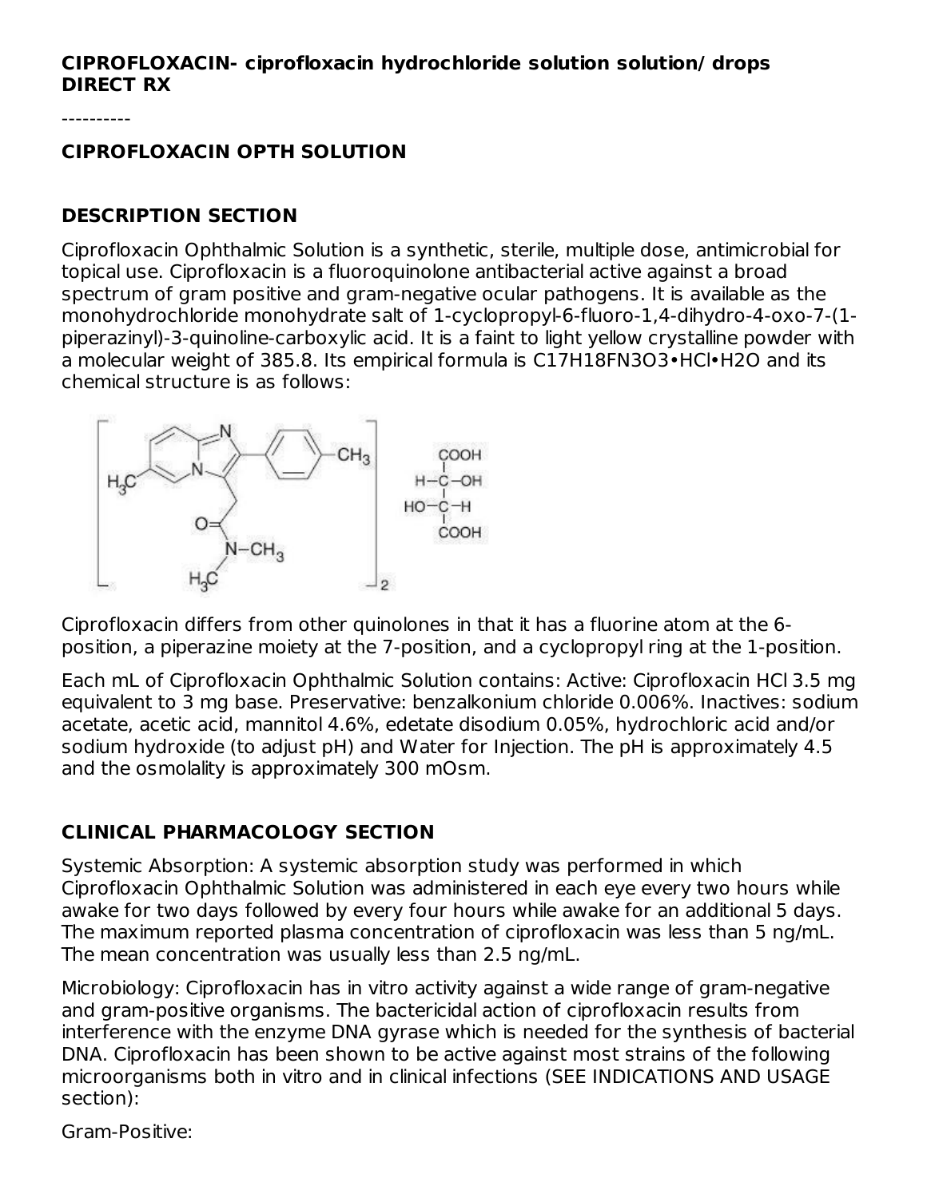**CIPROFLOXACIN- ciprofloxacin hydrochloride solution solution/ drops**
**DIRECT RX**

----------

## CIPROFLOXACIN OPTH SOLUTION

## DESCRIPTION SECTION

Ciprofloxacin Ophthalmic Solution is a synthetic, sterile, multiple dose, antimicrobial for topical use. Ciprofloxacin is a fluoroquinolone antibacterial active against a broad spectrum of gram positive and gram-negative ocular pathogens. It is available as the monohydrochloride monohydrate salt of 1-cyclopropyl-6-fluoro-1,4-dihydro-4-oxo-7-(1-piperazinyl)-3-quinoline-carboxylic acid. It is a faint to light yellow crystalline powder with a molecular weight of 385.8. Its empirical formula is $C_{17}H_{18}FN_3O_3$•HCl•$H_2O$ and its chemical structure is as follows:

Ciprofloxacin differs from other quinolones in that it has a fluorine atom at the 6-position, a piperazine moiety at the 7-position, and a cyclopropyl ring at the 1-position.

Each mL of Ciprofloxacin Ophthalmic Solution contains: Active: Ciprofloxacin HCl 3.5 mg equivalent to 3 mg base. Preservative: benzalkonium chloride 0.006%. Inactives: sodium acetate, acetic acid, mannitol 4.6%, edetate disodium 0.05%, hydrochloric acid and/or sodium hydroxide (to adjust pH) and Water for Injection. The pH is approximately 4.5 and the osmolality is approximately 300 mOsm.

## CLINICAL PHARMACOLOGY SECTION

Systemic Absorption: A systemic absorption study was performed in which Ciprofloxacin Ophthalmic Solution was administered in each eye every two hours while awake for two days followed by every four hours while awake for an additional 5 days. The maximum reported plasma concentration of ciprofloxacin was less than 5 ng/mL. The mean concentration was usually less than 2.5 ng/mL.

Microbiology: Ciprofloxacin has in vitro activity against a wide range of gram-negative and gram-positive organisms. The bactericidal action of ciprofloxacin results from interference with the enzyme DNA gyrase which is needed for the synthesis of bacterial DNA. Ciprofloxacin has been shown to be active against most strains of the following microorganisms both in vitro and in clinical infections (SEE INDICATIONS AND USAGE section):

Gram-Positive: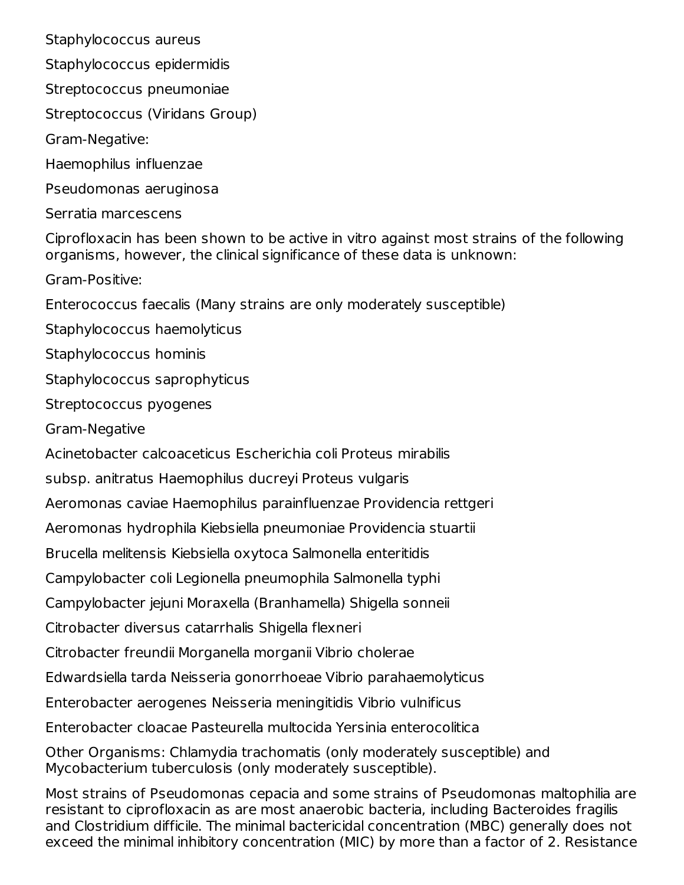Staphylococcus aureus

Staphylococcus epidermidis

Streptococcus pneumoniae

Streptococcus (Viridans Group)

Gram-Negative:

Haemophilus influenzae

Pseudomonas aeruginosa

Serratia marcescens

Ciprofloxacin has been shown to be active in vitro against most strains of the following organisms, however, the clinical significance of these data is unknown:

Gram-Positive:

Enterococcus faecalis (Many strains are only moderately susceptible)

Staphylococcus haemolyticus

Staphylococcus hominis

Staphylococcus saprophyticus

Streptococcus pyogenes

Gram-Negative

Acinetobacter calcoaceticus subsp. anitratus

Aeromonas caviae

Aeromonas hydrophila

Brucella melitensis

Campylobacter coli

Campylobacter jejuni

Citrobacter diversus

Citrobacter freundii

Edwardsiella tarda

Enterobacter aerogenes

Enterobacter cloacae

Escherichia coli

Haemophilus ducreyi

Haemophilus parainfluenzae

Kiebsiella pneumoniae

Kiebsiella oxytoca

Legionella pneumophila

Moraxella (Branhamella) catarrhalis

Morganella morganii

Neisseria gonorrhoeae

Neisseria meningitidis

Pasteurella multocida

Proteus mirabilis

Proteus vulgaris

Providencia rettgeri

Providencia stuartii

Salmonella enteritidis

Salmonella typhi

Shigella sonneii

Shigella flexneri

Vibrio cholerae

Vibrio parahaemolyticus

Vibrio vulnificus

Yersinia enterocolitica

Other Organisms: Chlamydia trachomatis (only moderately susceptible) and Mycobacterium tuberculosis (only moderately susceptible).

Most strains of Pseudomonas cepacia and some strains of Pseudomonas maltophilia are resistant to ciprofloxacin as are most anaerobic bacteria, including Bacteroides fragilis and Clostridium difficile. The minimal bactericidal concentration (MBC) generally does not exceed the minimal inhibitory concentration (MIC) by more than a factor of 2. Resistance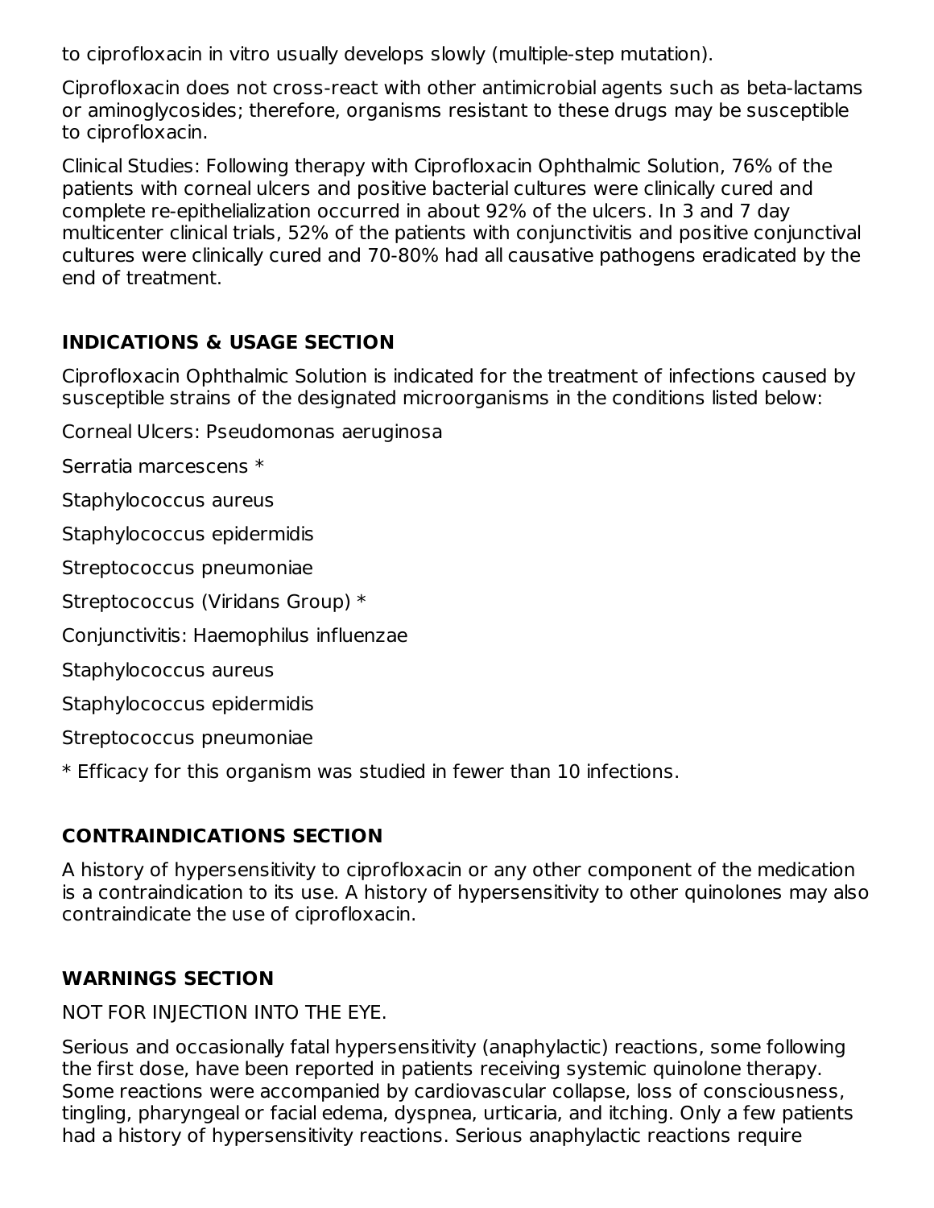to ciprofloxacin in vitro usually develops slowly (multiple-step mutation).

Ciprofloxacin does not cross-react with other antimicrobial agents such as beta-lactams or aminoglycosides; therefore, organisms resistant to these drugs may be susceptible to ciprofloxacin.

Clinical Studies: Following therapy with Ciprofloxacin Ophthalmic Solution, 76% of the patients with corneal ulcers and positive bacterial cultures were clinically cured and complete re-epithelialization occurred in about 92% of the ulcers. In 3 and 7 day multicenter clinical trials, 52% of the patients with conjunctivitis and positive conjunctival cultures were clinically cured and 70-80% had all causative pathogens eradicated by the end of treatment.

## INDICATIONS & USAGE SECTION

Ciprofloxacin Ophthalmic Solution is indicated for the treatment of infections caused by susceptible strains of the designated microorganisms in the conditions listed below:

Corneal Ulcers: Pseudomonas aeruginosa

Serratia marcescens *

Staphylococcus aureus

Staphylococcus epidermidis

Streptococcus pneumoniae

Streptococcus (Viridans Group) *

Conjunctivitis: Haemophilus influenzae

Staphylococcus aureus

Staphylococcus epidermidis

Streptococcus pneumoniae

* Efficacy for this organism was studied in fewer than 10 infections.

## CONTRAINDICATIONS SECTION

A history of hypersensitivity to ciprofloxacin or any other component of the medication is a contraindication to its use. A history of hypersensitivity to other quinolones may also contraindicate the use of ciprofloxacin.

## WARNINGS SECTION

NOT FOR INJECTION INTO THE EYE.

Serious and occasionally fatal hypersensitivity (anaphylactic) reactions, some following the first dose, have been reported in patients receiving systemic quinolone therapy. Some reactions were accompanied by cardiovascular collapse, loss of consciousness, tingling, pharyngeal or facial edema, dyspnea, urticaria, and itching. Only a few patients had a history of hypersensitivity reactions. Serious anaphylactic reactions require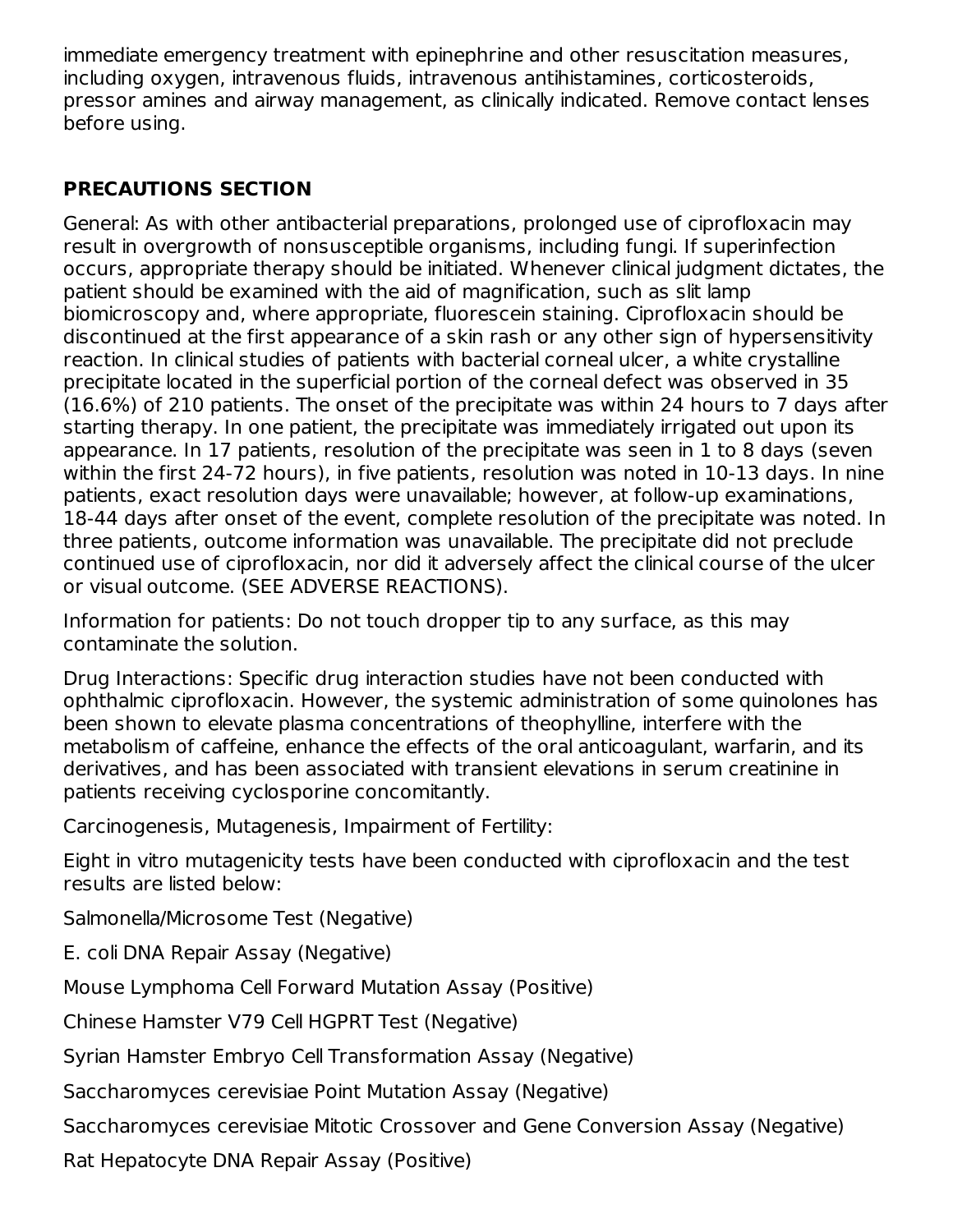immediate emergency treatment with epinephrine and other resuscitation measures, including oxygen, intravenous fluids, intravenous antihistamines, corticosteroids, pressor amines and airway management, as clinically indicated. Remove contact lenses before using.

## PRECAUTIONS SECTION

General: As with other antibacterial preparations, prolonged use of ciprofloxacin may result in overgrowth of nonsusceptible organisms, including fungi. If superinfection occurs, appropriate therapy should be initiated. Whenever clinical judgment dictates, the patient should be examined with the aid of magnification, such as slit lamp biomicroscopy and, where appropriate, fluorescein staining. Ciprofloxacin should be discontinued at the first appearance of a skin rash or any other sign of hypersensitivity reaction. In clinical studies of patients with bacterial corneal ulcer, a white crystalline precipitate located in the superficial portion of the corneal defect was observed in 35 (16.6%) of 210 patients. The onset of the precipitate was within 24 hours to 7 days after starting therapy. In one patient, the precipitate was immediately irrigated out upon its appearance. In 17 patients, resolution of the precipitate was seen in 1 to 8 days (seven within the first 24-72 hours), in five patients, resolution was noted in 10-13 days. In nine patients, exact resolution days were unavailable; however, at follow-up examinations, 18-44 days after onset of the event, complete resolution of the precipitate was noted. In three patients, outcome information was unavailable. The precipitate did not preclude continued use of ciprofloxacin, nor did it adversely affect the clinical course of the ulcer or visual outcome. (SEE ADVERSE REACTIONS).

Information for patients: Do not touch dropper tip to any surface, as this may contaminate the solution.

Drug Interactions: Specific drug interaction studies have not been conducted with ophthalmic ciprofloxacin. However, the systemic administration of some quinolones has been shown to elevate plasma concentrations of theophylline, interfere with the metabolism of caffeine, enhance the effects of the oral anticoagulant, warfarin, and its derivatives, and has been associated with transient elevations in serum creatinine in patients receiving cyclosporine concomitantly.

Carcinogenesis, Mutagenesis, Impairment of Fertility:

Eight in vitro mutagenicity tests have been conducted with ciprofloxacin and the test results are listed below:

Salmonella/Microsome Test (Negative)

E. coli DNA Repair Assay (Negative)

Mouse Lymphoma Cell Forward Mutation Assay (Positive)

Chinese Hamster V79 Cell HGPRT Test (Negative)

Syrian Hamster Embryo Cell Transformation Assay (Negative)

Saccharomyces cerevisiae Point Mutation Assay (Negative)

Saccharomyces cerevisiae Mitotic Crossover and Gene Conversion Assay (Negative)

Rat Hepatocyte DNA Repair Assay (Positive)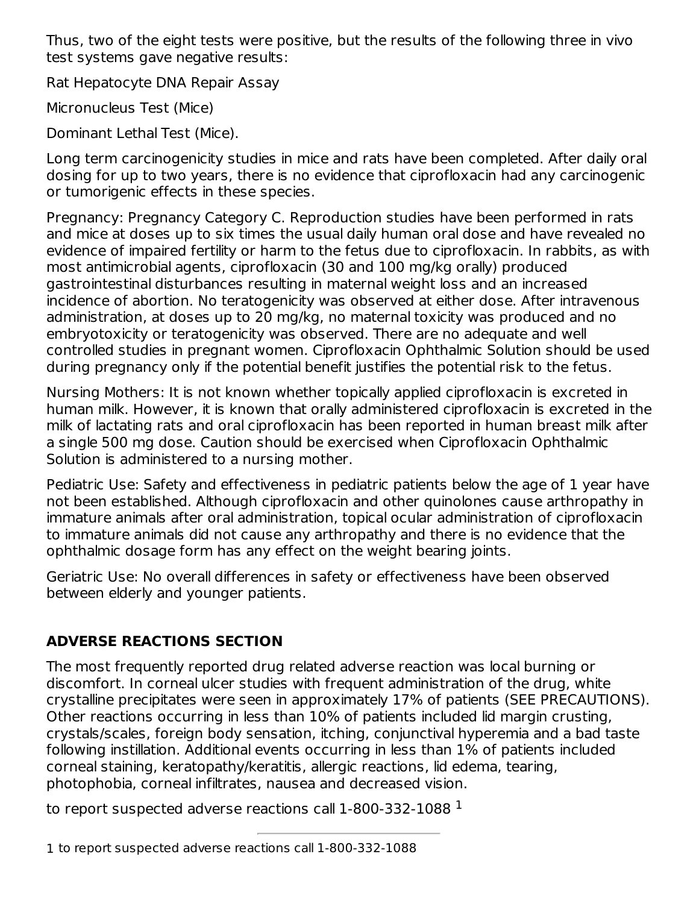Thus, two of the eight tests were positive, but the results of the following three in vivo test systems gave negative results:

Rat Hepatocyte DNA Repair Assay

Micronucleus Test (Mice)

Dominant Lethal Test (Mice).

Long term carcinogenicity studies in mice and rats have been completed. After daily oral dosing for up to two years, there is no evidence that ciprofloxacin had any carcinogenic or tumorigenic effects in these species.

Pregnancy: Pregnancy Category C. Reproduction studies have been performed in rats and mice at doses up to six times the usual daily human oral dose and have revealed no evidence of impaired fertility or harm to the fetus due to ciprofloxacin. In rabbits, as with most antimicrobial agents, ciprofloxacin (30 and 100 mg/kg orally) produced gastrointestinal disturbances resulting in maternal weight loss and an increased incidence of abortion. No teratogenicity was observed at either dose. After intravenous administration, at doses up to 20 mg/kg, no maternal toxicity was produced and no embryotoxicity or teratogenicity was observed. There are no adequate and well controlled studies in pregnant women. Ciprofloxacin Ophthalmic Solution should be used during pregnancy only if the potential benefit justifies the potential risk to the fetus.

Nursing Mothers: It is not known whether topically applied ciprofloxacin is excreted in human milk. However, it is known that orally administered ciprofloxacin is excreted in the milk of lactating rats and oral ciprofloxacin has been reported in human breast milk after a single 500 mg dose. Caution should be exercised when Ciprofloxacin Ophthalmic Solution is administered to a nursing mother.

Pediatric Use: Safety and effectiveness in pediatric patients below the age of 1 year have not been established. Although ciprofloxacin and other quinolones cause arthropathy in immature animals after oral administration, topical ocular administration of ciprofloxacin to immature animals did not cause any arthropathy and there is no evidence that the ophthalmic dosage form has any effect on the weight bearing joints.

Geriatric Use: No overall differences in safety or effectiveness have been observed between elderly and younger patients.

## ADVERSE REACTIONS SECTION

The most frequently reported drug related adverse reaction was local burning or discomfort. In corneal ulcer studies with frequent administration of the drug, white crystalline precipitates were seen in approximately 17% of patients (SEE PRECAUTIONS). Other reactions occurring in less than 10% of patients included lid margin crusting, crystals/scales, foreign body sensation, itching, conjunctival hyperemia and a bad taste following instillation. Additional events occurring in less than 1% of patients included corneal staining, keratopathy/keratitis, allergic reactions, lid edema, tearing, photophobia, corneal infiltrates, nausea and decreased vision.

to report suspected adverse reactions call 1-800-332-1088 [1]

---

1 to report suspected adverse reactions call 1-800-332-1088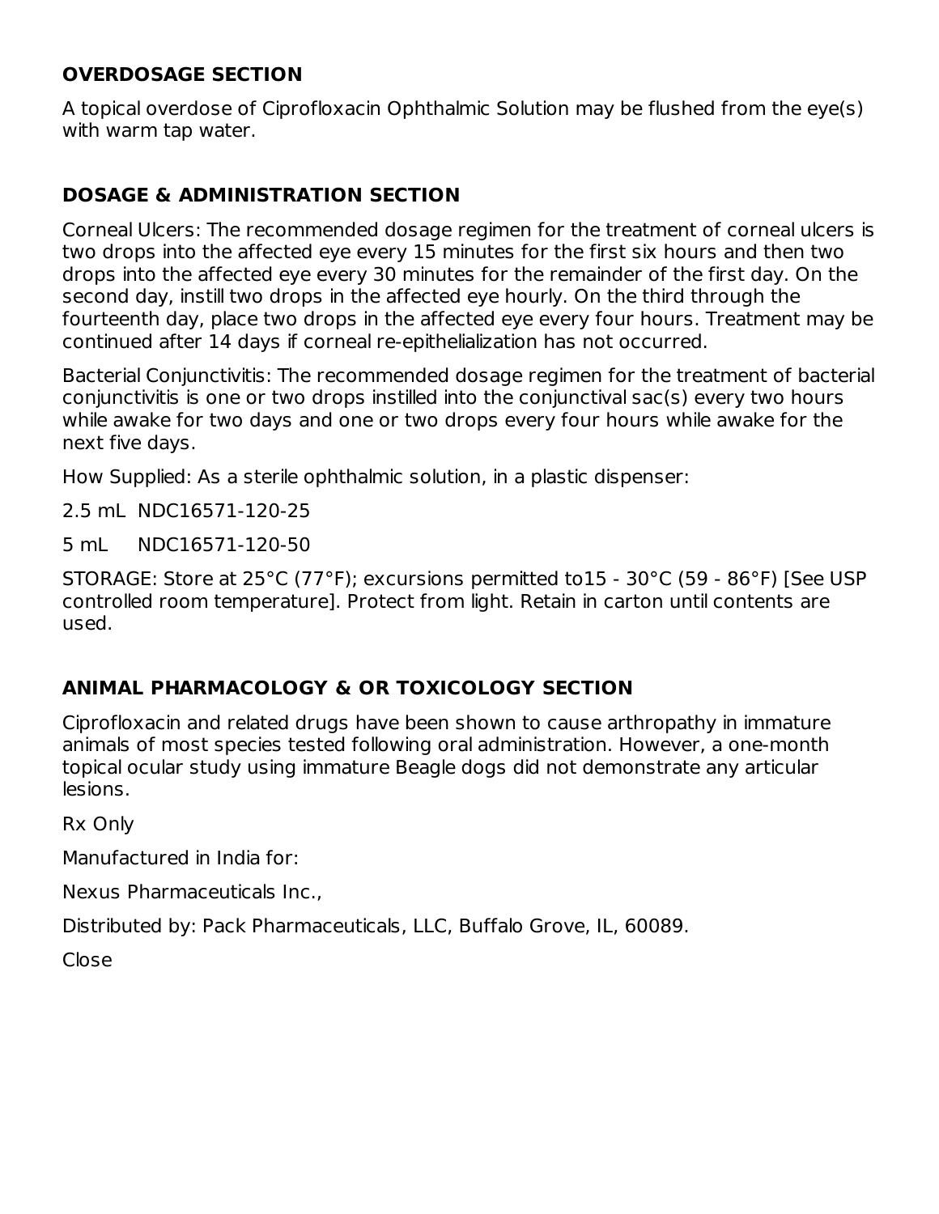## OVERDOSAGE SECTION

A topical overdose of Ciprofloxacin Ophthalmic Solution may be flushed from the eye(s) with warm tap water.

## DOSAGE & ADMINISTRATION SECTION

Corneal Ulcers: The recommended dosage regimen for the treatment of corneal ulcers is two drops into the affected eye every 15 minutes for the first six hours and then two drops into the affected eye every 30 minutes for the remainder of the first day. On the second day, instill two drops in the affected eye hourly. On the third through the fourteenth day, place two drops in the affected eye every four hours. Treatment may be continued after 14 days if corneal re-epithelialization has not occurred.

Bacterial Conjunctivitis: The recommended dosage regimen for the treatment of bacterial conjunctivitis is one or two drops instilled into the conjunctival sac(s) every two hours while awake for two days and one or two drops every four hours while awake for the next five days.

How Supplied: As a sterile ophthalmic solution, in a plastic dispenser:

2.5 mL NDC16571-120-25

5 mL NDC16571-120-50

STORAGE: Store at 25°C (77°F); excursions permitted to15 - 30°C (59 - 86°F) [See USP controlled room temperature]. Protect from light. Retain in carton until contents are used.

## ANIMAL PHARMACOLOGY & OR TOXICOLOGY SECTION

Ciprofloxacin and related drugs have been shown to cause arthropathy in immature animals of most species tested following oral administration. However, a one-month topical ocular study using immature Beagle dogs did not demonstrate any articular lesions.

Rx Only

Manufactured in India for:

Nexus Pharmaceuticals Inc.,

Distributed by: Pack Pharmaceuticals, LLC, Buffalo Grove, IL, 60089.

Close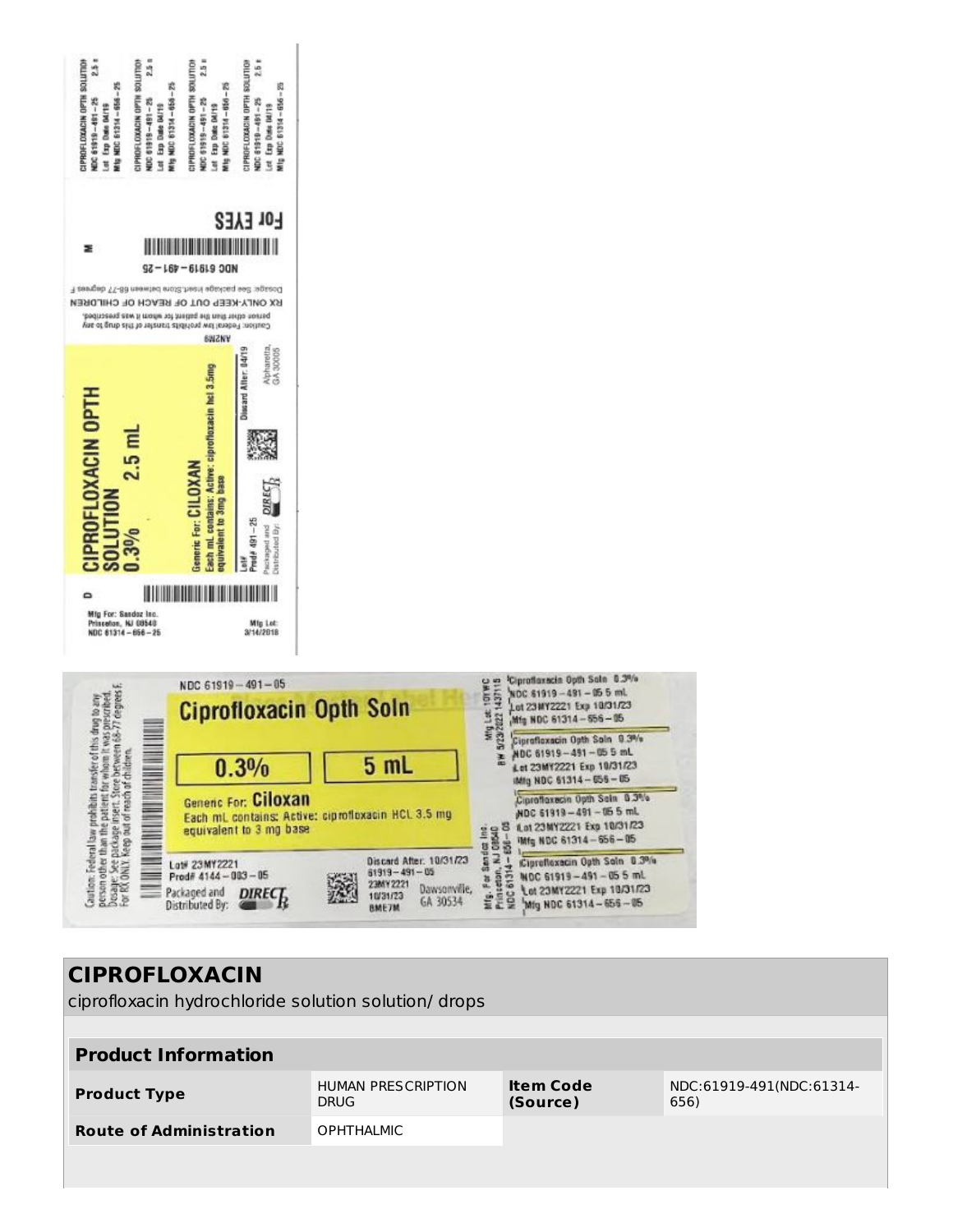CIPROFLOXACIN OPTH SOLUTION 2.5 mL
NDC 61919-491-25
Lot Exp Date 04/19
Mfg NDC 61314-656-25

For EYES

NDC 61919-491-25

Dosage: See package insert. Store between 68-77 degrees F
RX ONLY-KEEP OUT OF REACH OF CHILDREN
Caution: Federal law prohibits transfer of this drug to any person other than the patient for whom it was prescribed.

**CIPROFLOXACIN OPTH SOLUTION 0.3% 2.5 mL**

Generic For: CILOXAN
Each mL contains: Active: ciprofloxacin hcl 3.5mg equivalent to 3mg base

Lot#
Prod# 491-25
Packaged and Distributed By: DIRECT Rx
Discard After: 04/19
Alpharetta, GA 30005

Mfg For: Sandoz Inc.
Princeton, NJ 08540
NDC 61314-656-25
Mfg Lot:
3/14/2018

NDC 61919-491-05

**Ciprofloxacin Opth Soln**

**0.3%** **5 mL**

Generic For: **Ciloxan**
Each mL contains: Active: ciprofloxacin HCL 3.5 mg equivalent to 3 mg base

Lot# 23MY2221
Prod# 4144-003-05
Packaged and Distributed By: DIRECT Rx

Discard After: 10/31/23
61919-491-05
23MY2221
10/31/23
BME7M
Dawsonville, GA 30534

Caution: Federal law prohibits transfer of this drug to any person other than the patient for whom it was prescribed. Dosage: See package insert. Store between 68-77 degrees F. For RX ONLY. Keep out of reach of children.

Mfg Lot: 101WC
BW 5/23/2022 143711

Mfg. For Sandoz Inc. Princeton, NJ 08540
NDC 61314-656-05

Ciprofloxacin Opth Soln 0.3%
NDC 61919-491-05 5 mL
Lot 23MY2221 Exp 10/31/23
Mfg NDC 61314-656-05

# CIPROFLOXACIN

ciprofloxacin hydrochloride solution solution/ drops

| **Product Information** | | | |
|---|---|---|---|
| **Product Type** | HUMAN PRESCRIPTION DRUG | **Item Code (Source)** | NDC:61919-491(NDC:61314-656) |
| **Route of Administration** | OPHTHALMIC | | |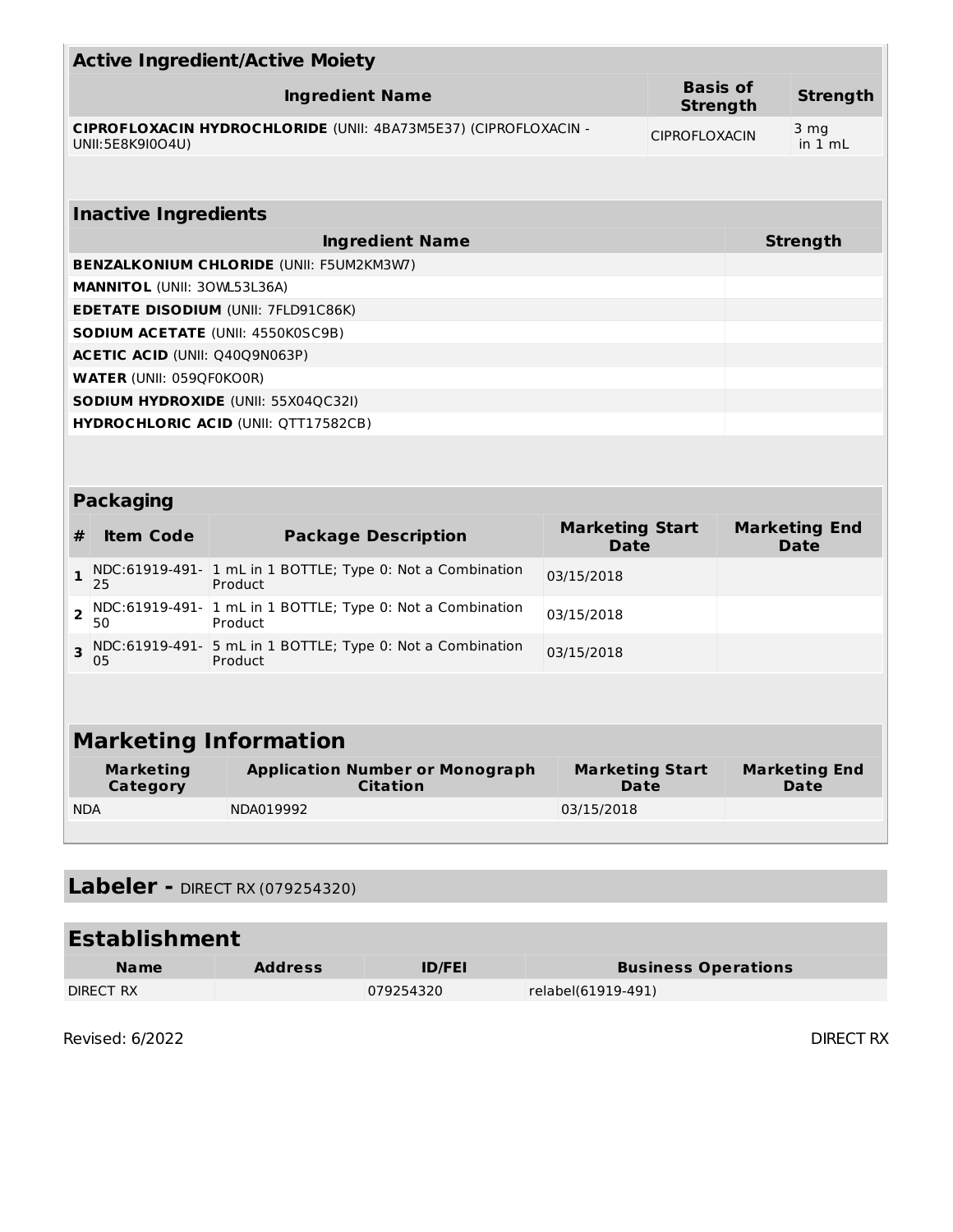| Active Ingredient/Active Moiety | | |
|---|---|---|
| **Ingredient Name** | **Basis of Strength** | **Strength** |
| **CIPROFLOXACIN HYDROCHLORIDE** (UNII: 4BA73M5E37) (CIPROFLOXACIN - UNII:5E8K9I0O4U) | CIPROFLOXACIN | 3 mg in 1 mL |

| Inactive Ingredients | |
|---|---|
| **Ingredient Name** | **Strength** |
| **BENZALKONIUM CHLORIDE** (UNII: F5UM2KM3W7) | |
| **MANNITOL** (UNII: 3OWL53L36A) | |
| **EDETATE DISODIUM** (UNII: 7FLD91C86K) | |
| **SODIUM ACETATE** (UNII: 4550K0SC9B) | |
| **ACETIC ACID** (UNII: Q40Q9N063P) | |
| **WATER** (UNII: 059QF0KO0R) | |
| **SODIUM HYDROXIDE** (UNII: 55X04QC32I) | |
| **HYDROCHLORIC ACID** (UNII: QTT17582CB) | |

| Packaging | | | | |
|---|---|---|---|---|
| **#** | **Item Code** | **Package Description** | **Marketing Start Date** | **Marketing End Date** |
| **1** | NDC:61919-491-25 | 1 mL in 1 BOTTLE; Type 0: Not a Combination Product | 03/15/2018 | |
| **2** | NDC:61919-491-50 | 1 mL in 1 BOTTLE; Type 0: Not a Combination Product | 03/15/2018 | |
| **3** | NDC:61919-491-05 | 5 mL in 1 BOTTLE; Type 0: Not a Combination Product | 03/15/2018 | |

| Marketing Information | | | |
|---|---|---|---|
| **Marketing Category** | **Application Number or Monograph Citation** | **Marketing Start Date** | **Marketing End Date** |
| NDA | NDA019992 | 03/15/2018 | |

## Labeler - DIRECT RX (079254320)

## Establishment

| Name | Address | ID/FEI | Business Operations |
|---|---|---|---|
| DIRECT RX | | 079254320 | relabel(61919-491) |

Revised: 6/2022

DIRECT RX